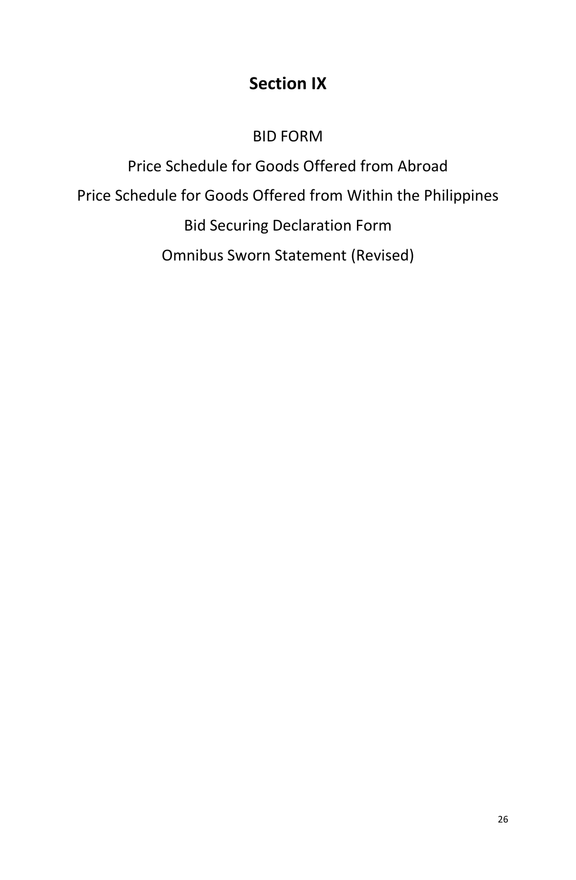# Section IX

BID FORM

Price Schedule for Goods Offered from Abroad

Price Schedule for Goods Offered from Within the Philippines

Bid Securing Declaration Form

Omnibus Sworn Statement (Revised)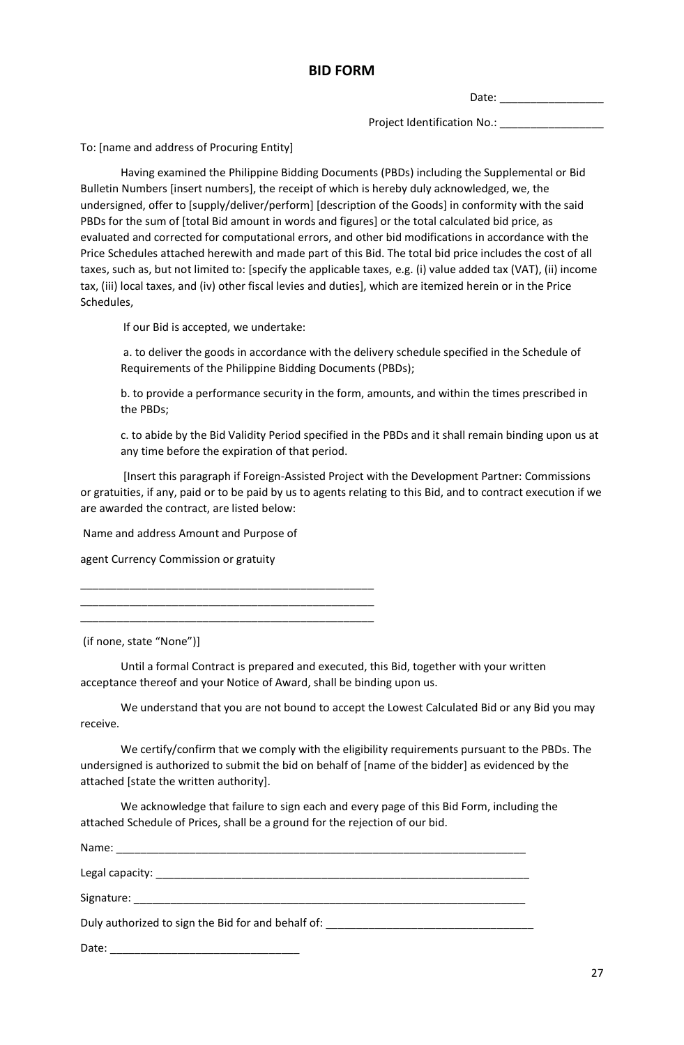# BID FORM

Date: _________________

Project Identification No.: _________________

To: [name and address of Procuring Entity]

Having examined the Philippine Bidding Documents (PBDs) including the Supplemental or Bid Bulletin Numbers [insert numbers], the receipt of which is hereby duly acknowledged, we, the undersigned, offer to [supply/deliver/perform] [description of the Goods] in conformity with the said PBDs for the sum of [total Bid amount in words and figures] or the total calculated bid price, as evaluated and corrected for computational errors, and other bid modifications in accordance with the Price Schedules attached herewith and made part of this Bid. The total bid price includes the cost of all taxes, such as, but not limited to: [specify the applicable taxes, e.g. (i) value added tax (VAT), (ii) income tax, (iii) local taxes, and (iv) other fiscal levies and duties], which are itemized herein or in the Price Schedules,

If our Bid is accepted, we undertake:

a. to deliver the goods in accordance with the delivery schedule specified in the Schedule of Requirements of the Philippine Bidding Documents (PBDs);

b. to provide a performance security in the form, amounts, and within the times prescribed in the PBDs;

c. to abide by the Bid Validity Period specified in the PBDs and it shall remain binding upon us at any time before the expiration of that period.

[Insert this paragraph if Foreign-Assisted Project with the Development Partner: Commissions or gratuities, if any, paid or to be paid by us to agents relating to this Bid, and to contract execution if we are awarded the contract, are listed below:

Name and address Amount and Purpose of

agent Currency Commission or gratuity

_________________________________________________
_________________________________________________
_________________________________________________

(if none, state "None")]

Until a formal Contract is prepared and executed, this Bid, together with your written acceptance thereof and your Notice of Award, shall be binding upon us.

We understand that you are not bound to accept the Lowest Calculated Bid or any Bid you may receive.

We certify/confirm that we comply with the eligibility requirements pursuant to the PBDs. The undersigned is authorized to submit the bid on behalf of [name of the bidder] as evidenced by the attached [state the written authority].

We acknowledge that failure to sign each and every page of this Bid Form, including the attached Schedule of Prices, shall be a ground for the rejection of our bid.

Name: ______________________________________________________________________

Legal capacity: _________________________________________________________________

Signature: ___________________________________________________________________

Duly authorized to sign the Bid for and behalf of: _________________________________

Date: ______________________________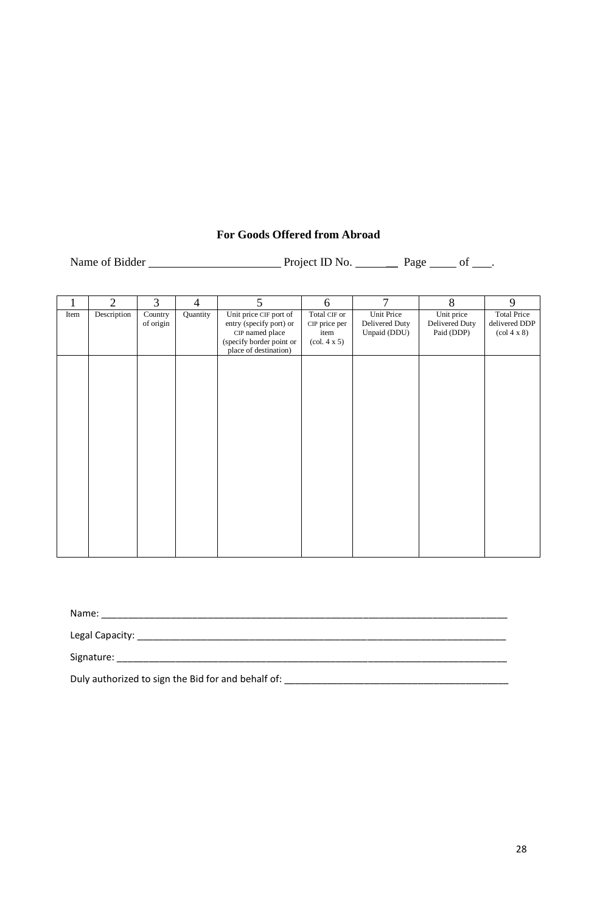**For Goods Offered from Abroad**

Name of Bidder ______________________ Project ID No. _______ Page _____ of ____.

| 1 | 2 | 3 | 4 | 5 | 6 | 7 | 8 | 9 |
|---|---|---|---|---|---|---|---|---|
| Item | Description | Country of origin | Quantity | Unit price CIF port of entry (specify port) or CIP named place (specify border point or place of destination) | Total CIF or CIP price per item (col. 4 x 5) | Unit Price Delivered Duty Unpaid (DDU) | Unit price Delivered Duty Paid (DDP) | Total Price delivered DDP (col 4 x 8) |
| | | | | | | | | |

Name: ___________________________________________________________________________

Legal Capacity: ______________________________________________________________________

Signature: _________________________________________________________________________

Duly authorized to sign the Bid for and behalf of: ___________________________________________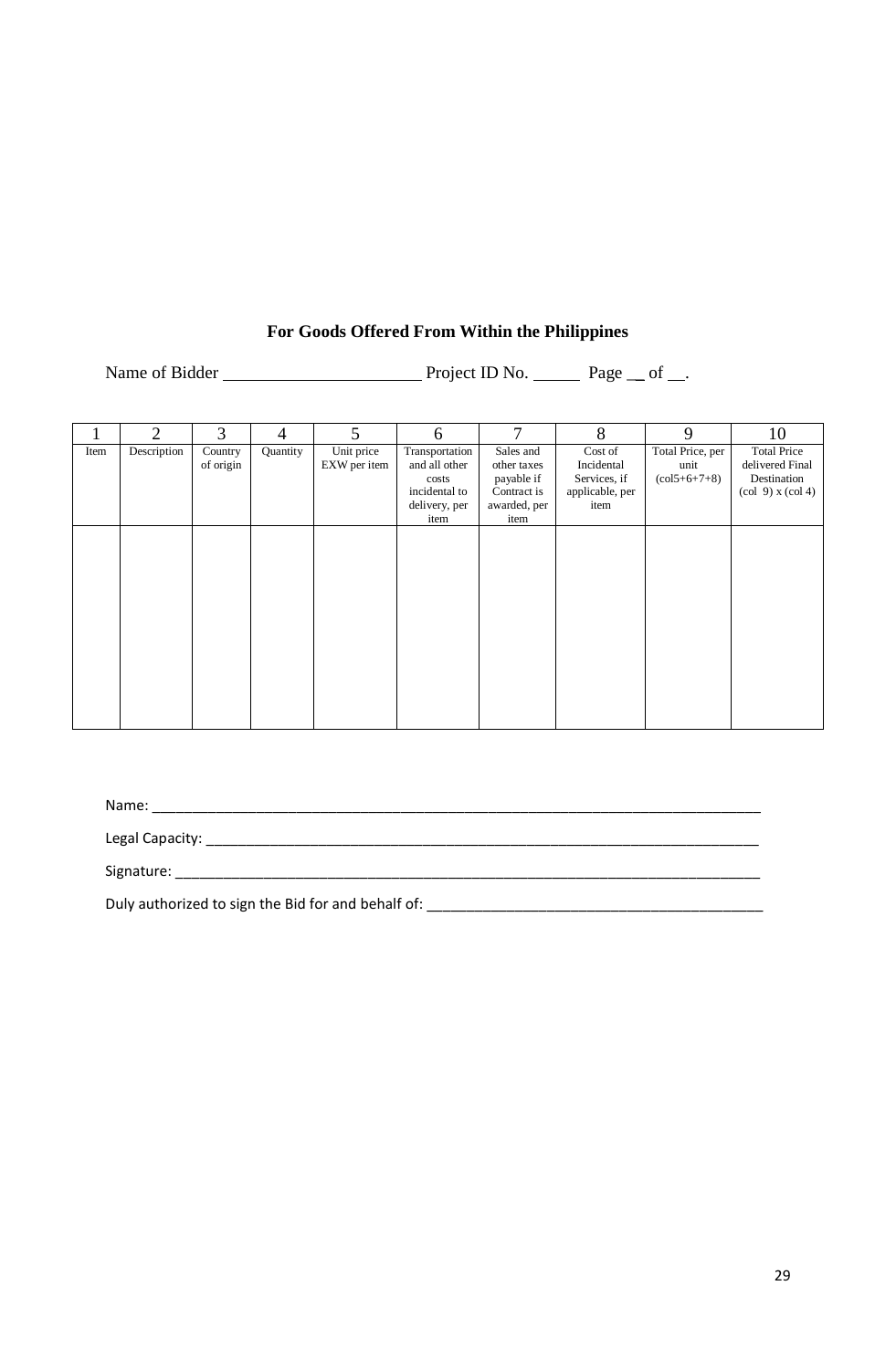**For Goods Offered From Within the Philippines**

Name of Bidder ______________________ Project ID No. _____ Page __ of __.

| 1 | 2 | 3 | 4 | 5 | 6 | 7 | 8 | 9 | 10 |
|---|---|---|---|---|---|---|---|---|---|
| Item | Description | Country of origin | Quantity | Unit price EXW per item | Transportation and all other costs incidental to delivery, per item | Sales and other taxes payable if Contract is awarded, per item | Cost of Incidental Services, if applicable, per item | Total Price, per unit (col5+6+7+8) | Total Price delivered Final Destination (col 9) x (col 4) |
| | | | | | | | | | |

Name: ______________________________________________________________________________

Legal Capacity: ________________________________________________________________________

Signature: ____________________________________________________________________________

Duly authorized to sign the Bid for and behalf of: ___________________________________________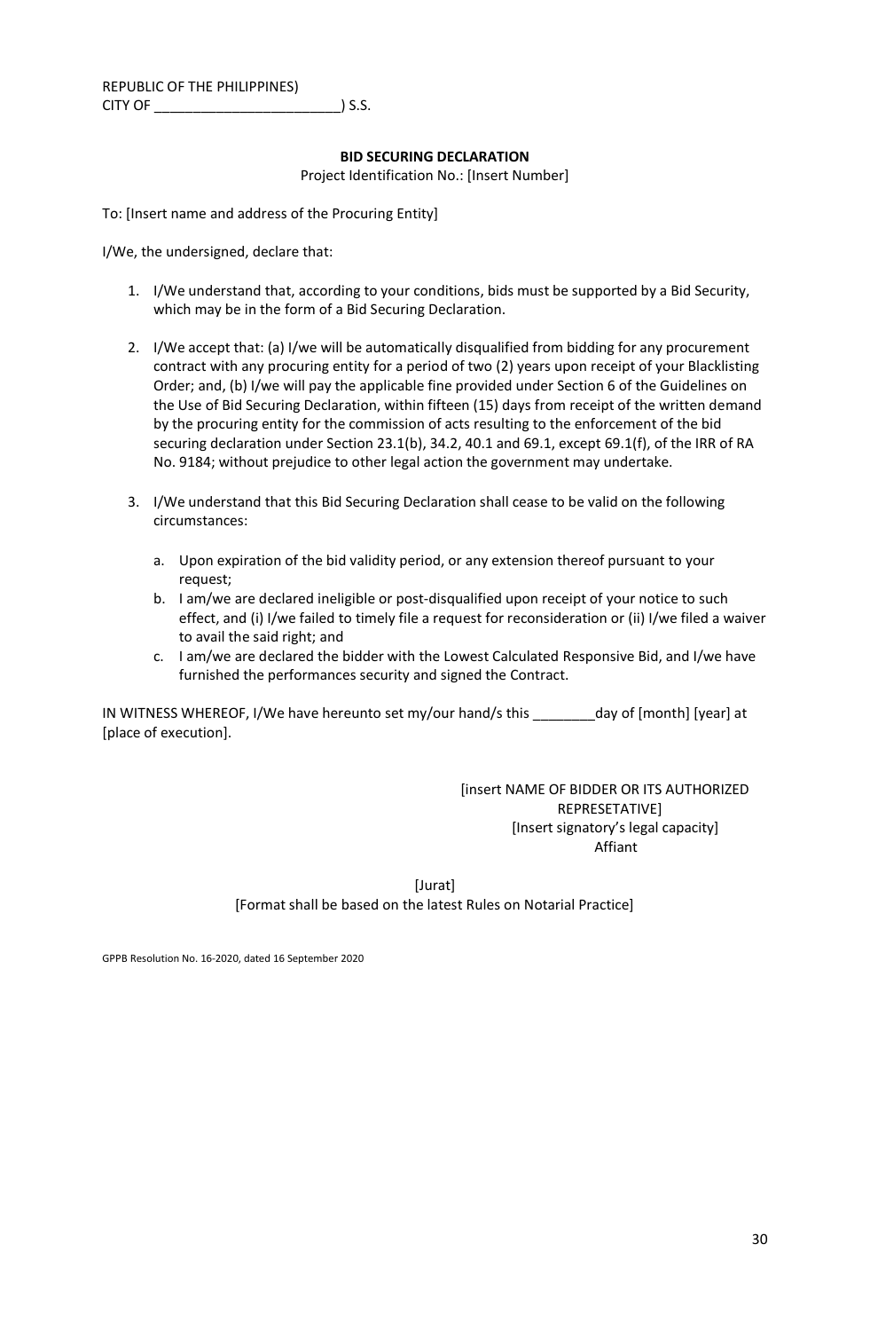REPUBLIC OF THE PHILIPPINES)
CITY OF ________________________) S.S.

**BID SECURING DECLARATION**

Project Identification No.: [Insert Number]

To: [Insert name and address of the Procuring Entity]

I/We, the undersigned, declare that:

1. I/We understand that, according to your conditions, bids must be supported by a Bid Security, which may be in the form of a Bid Securing Declaration.

2. I/We accept that: (a) I/we will be automatically disqualified from bidding for any procurement contract with any procuring entity for a period of two (2) years upon receipt of your Blacklisting Order; and, (b) I/we will pay the applicable fine provided under Section 6 of the Guidelines on the Use of Bid Securing Declaration, within fifteen (15) days from receipt of the written demand by the procuring entity for the commission of acts resulting to the enforcement of the bid securing declaration under Section 23.1(b), 34.2, 40.1 and 69.1, except 69.1(f), of the IRR of RA No. 9184; without prejudice to other legal action the government may undertake.

3. I/We understand that this Bid Securing Declaration shall cease to be valid on the following circumstances:

   a. Upon expiration of the bid validity period, or any extension thereof pursuant to your request;
   b. I am/we are declared ineligible or post-disqualified upon receipt of your notice to such effect, and (i) I/we failed to timely file a request for reconsideration or (ii) I/we filed a waiver to avail the said right; and
   c. I am/we are declared the bidder with the Lowest Calculated Responsive Bid, and I/we have furnished the performances security and signed the Contract.

IN WITNESS WHEREOF, I/We have hereunto set my/our hand/s this ________day of [month] [year] at [place of execution].

[insert NAME OF BIDDER OR ITS AUTHORIZED REPRESETATIVE]
[Insert signatory's legal capacity]
Affiant

[Jurat]
[Format shall be based on the latest Rules on Notarial Practice]

GPPB Resolution No. 16-2020, dated 16 September 2020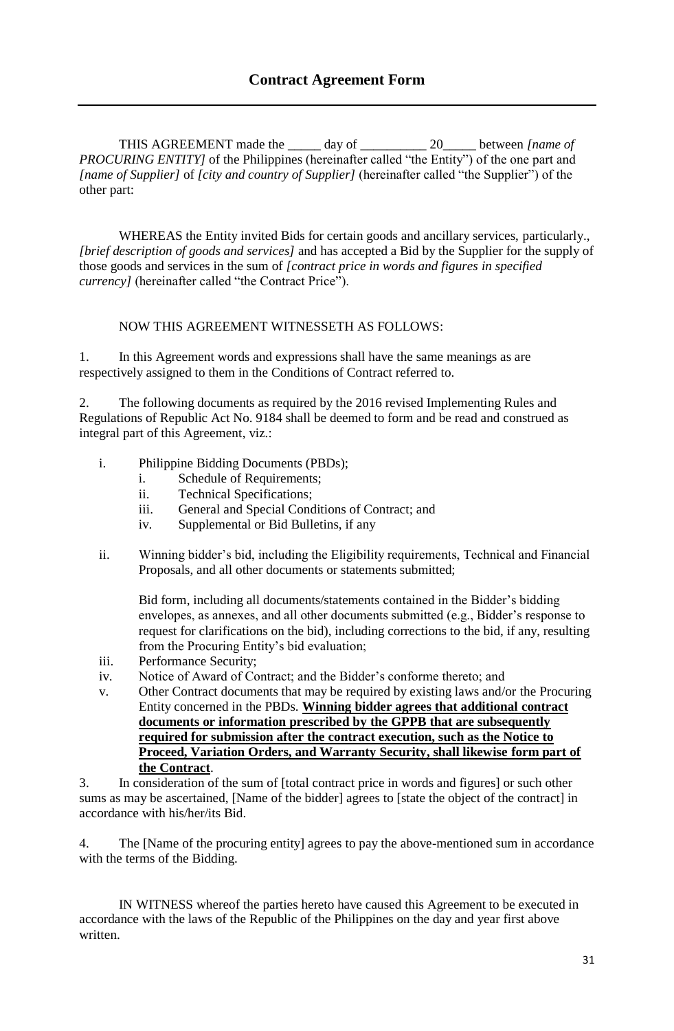## Contract Agreement Form

---

THIS AGREEMENT made the _____ day of __________ 20_____ between *[name of PROCURING ENTITY]* of the Philippines (hereinafter called "the Entity") of the one part and *[name of Supplier]* of *[city and country of Supplier]* (hereinafter called "the Supplier") of the other part:

WHEREAS the Entity invited Bids for certain goods and ancillary services, particularly., *[brief description of goods and services]* and has accepted a Bid by the Supplier for the supply of those goods and services in the sum of *[contract price in words and figures in specified currency]* (hereinafter called "the Contract Price").

NOW THIS AGREEMENT WITNESSETH AS FOLLOWS:

1. In this Agreement words and expressions shall have the same meanings as are respectively assigned to them in the Conditions of Contract referred to.

2. The following documents as required by the 2016 revised Implementing Rules and Regulations of Republic Act No. 9184 shall be deemed to form and be read and construed as integral part of this Agreement, viz.:

   i. Philippine Bidding Documents (PBDs);
      i. Schedule of Requirements;
      ii. Technical Specifications;
      iii. General and Special Conditions of Contract; and
      iv. Supplemental or Bid Bulletins, if any

   ii. Winning bidder's bid, including the Eligibility requirements, Technical and Financial Proposals, and all other documents or statements submitted;

      Bid form, including all documents/statements contained in the Bidder's bidding envelopes, as annexes, and all other documents submitted (e.g., Bidder's response to request for clarifications on the bid), including corrections to the bid, if any, resulting from the Procuring Entity's bid evaluation;

   iii. Performance Security;

   iv. Notice of Award of Contract; and the Bidder's conforme thereto; and

   v. Other Contract documents that may be required by existing laws and/or the Procuring Entity concerned in the PBDs. **<u>Winning bidder agrees that additional contract documents or information prescribed by the GPPB that are subsequently required for submission after the contract execution, such as the Notice to Proceed, Variation Orders, and Warranty Security, shall likewise form part of the Contract</u>**.

3. In consideration of the sum of [total contract price in words and figures] or such other sums as may be ascertained, [Name of the bidder] agrees to [state the object of the contract] in accordance with his/her/its Bid.

4. The [Name of the procuring entity] agrees to pay the above-mentioned sum in accordance with the terms of the Bidding.

IN WITNESS whereof the parties hereto have caused this Agreement to be executed in accordance with the laws of the Republic of the Philippines on the day and year first above written.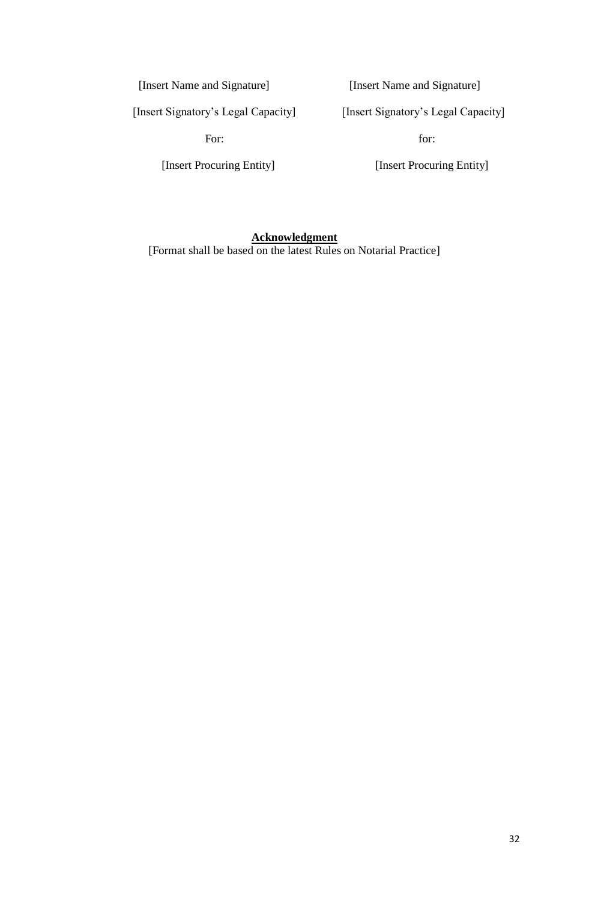| [Insert Name and Signature] | [Insert Name and Signature] |
|---|---|
| [Insert Signatory's Legal Capacity] | [Insert Signatory's Legal Capacity] |
| For: | for: |
| [Insert Procuring Entity] | [Insert Procuring Entity] |

**Acknowledgment**

[Format shall be based on the latest Rules on Notarial Practice]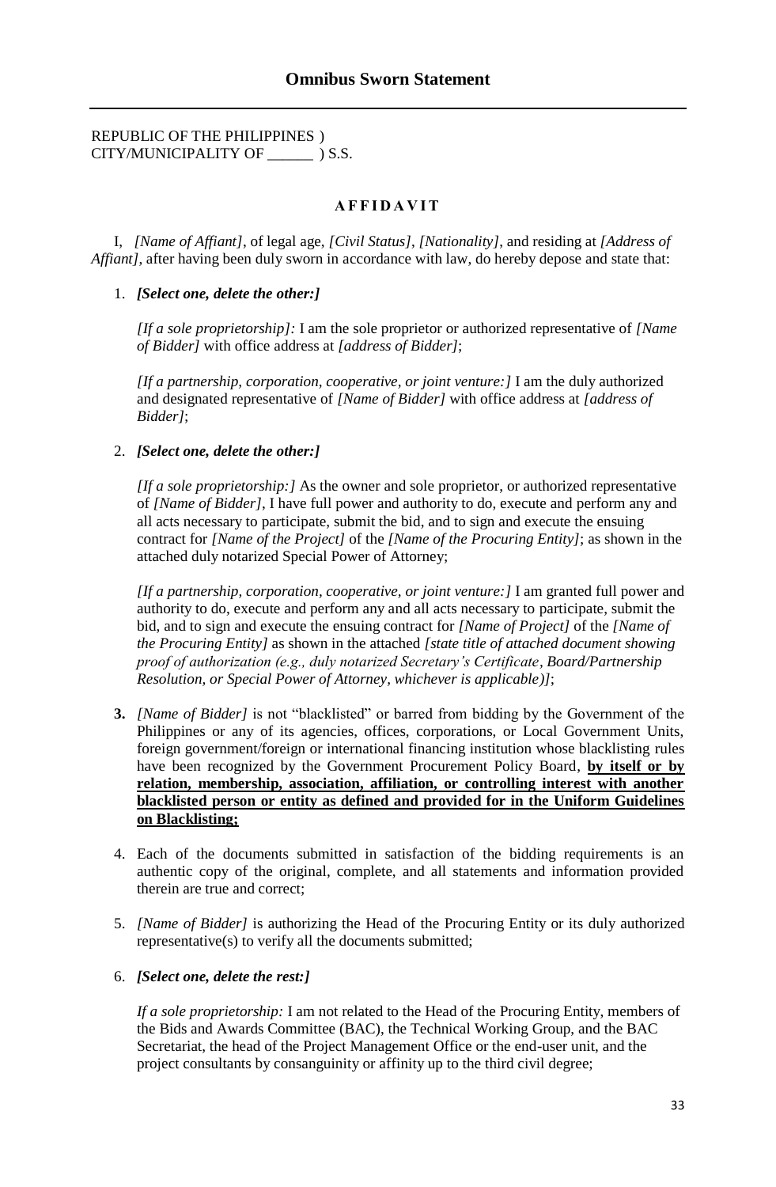## Omnibus Sworn Statement

REPUBLIC OF THE PHILIPPINES )
CITY/MUNICIPALITY OF ______ ) S.S.

**A F F I D A V I T**

I, *[Name of Affiant]*, of legal age, *[Civil Status]*, *[Nationality]*, and residing at *[Address of Affiant]*, after having been duly sworn in accordance with law, do hereby depose and state that:

1. ***[Select one, delete the other:]***

   *[If a sole proprietorship]:* I am the sole proprietor or authorized representative of *[Name of Bidder]* with office address at *[address of Bidder]*;

   *[If a partnership, corporation, cooperative, or joint venture:]* I am the duly authorized and designated representative of *[Name of Bidder]* with office address at *[address of Bidder]*;

2. ***[Select one, delete the other:]***

   *[If a sole proprietorship:]* As the owner and sole proprietor, or authorized representative of *[Name of Bidder]*, I have full power and authority to do, execute and perform any and all acts necessary to participate, submit the bid, and to sign and execute the ensuing contract for *[Name of the Project]* of the *[Name of the Procuring Entity]*; as shown in the attached duly notarized Special Power of Attorney;

   *[If a partnership, corporation, cooperative, or joint venture:]* I am granted full power and authority to do, execute and perform any and all acts necessary to participate, submit the bid, and to sign and execute the ensuing contract for *[Name of Project]* of the *[Name of the Procuring Entity]* as shown in the attached *[state title of attached document showing proof of authorization (e.g., duly notarized Secretary's Certificate, Board/Partnership Resolution, or Special Power of Attorney, whichever is applicable)]*;

3. *[Name of Bidder]* is not "blacklisted" or barred from bidding by the Government of the Philippines or any of its agencies, offices, corporations, or Local Government Units, foreign government/foreign or international financing institution whose blacklisting rules have been recognized by the Government Procurement Policy Board, <u>**by itself or by relation, membership, association, affiliation, or controlling interest with another blacklisted person or entity as defined and provided for in the Uniform Guidelines on Blacklisting;**</u>

4. Each of the documents submitted in satisfaction of the bidding requirements is an authentic copy of the original, complete, and all statements and information provided therein are true and correct;

5. *[Name of Bidder]* is authorizing the Head of the Procuring Entity or its duly authorized representative(s) to verify all the documents submitted;

6. ***[Select one, delete the rest:]***

   *If a sole proprietorship:* I am not related to the Head of the Procuring Entity, members of the Bids and Awards Committee (BAC), the Technical Working Group, and the BAC Secretariat, the head of the Project Management Office or the end-user unit, and the project consultants by consanguinity or affinity up to the third civil degree;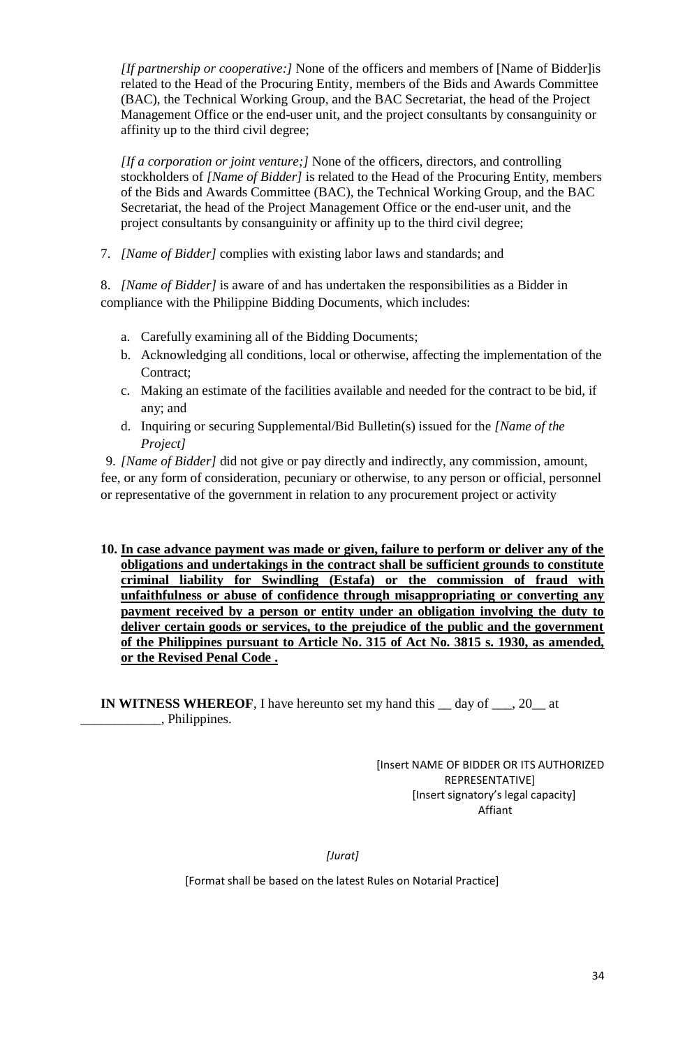*[If partnership or cooperative:]* None of the officers and members of [Name of Bidder]is related to the Head of the Procuring Entity, members of the Bids and Awards Committee (BAC), the Technical Working Group, and the BAC Secretariat, the head of the Project Management Office or the end-user unit, and the project consultants by consanguinity or affinity up to the third civil degree;

*[If a corporation or joint venture;]* None of the officers, directors, and controlling stockholders of *[Name of Bidder]* is related to the Head of the Procuring Entity, members of the Bids and Awards Committee (BAC), the Technical Working Group, and the BAC Secretariat, the head of the Project Management Office or the end-user unit, and the project consultants by consanguinity or affinity up to the third civil degree;

7. *[Name of Bidder]* complies with existing labor laws and standards; and

8. *[Name of Bidder]* is aware of and has undertaken the responsibilities as a Bidder in compliance with the Philippine Bidding Documents, which includes:

   a. Carefully examining all of the Bidding Documents;
   b. Acknowledging all conditions, local or otherwise, affecting the implementation of the Contract;
   c. Making an estimate of the facilities available and needed for the contract to be bid, if any; and
   d. Inquiring or securing Supplemental/Bid Bulletin(s) issued for the *[Name of the Project]*

9. *[Name of Bidder]* did not give or pay directly and indirectly, any commission, amount, fee, or any form of consideration, pecuniary or otherwise, to any person or official, personnel or representative of the government in relation to any procurement project or activity

**10. In case advance payment was made or given, failure to perform or deliver any of the obligations and undertakings in the contract shall be sufficient grounds to constitute criminal liability for Swindling (Estafa) or the commission of fraud with unfaithfulness or abuse of confidence through misappropriating or converting any payment received by a person or entity under an obligation involving the duty to deliver certain goods or services, to the prejudice of the public and the government of the Philippines pursuant to Article No. 315 of Act No. 3815 s. 1930, as amended, or the Revised Penal Code .**

**IN WITNESS WHEREOF**, I have hereunto set my hand this __ day of ___, 20__ at ____________, Philippines.

[Insert NAME OF BIDDER OR ITS AUTHORIZED REPRESENTATIVE]
[Insert signatory's legal capacity]
Affiant

*[Jurat]*

[Format shall be based on the latest Rules on Notarial Practice]